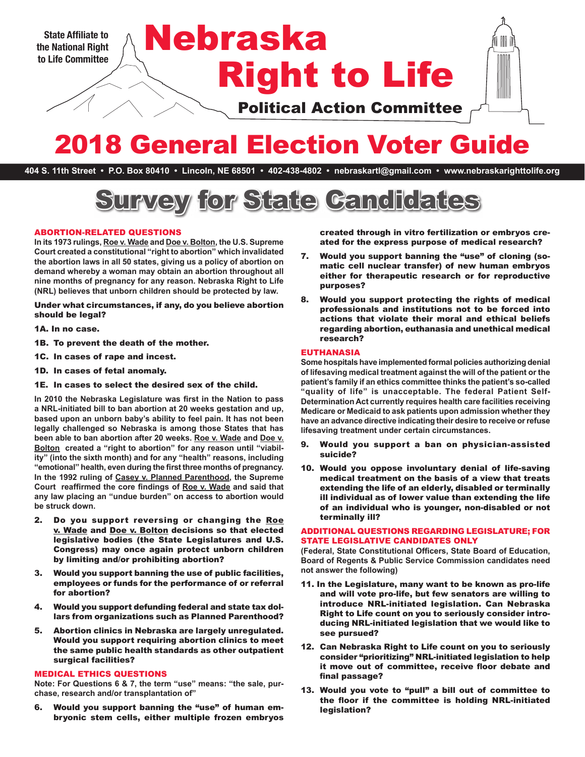State Affiliate to the National Right to Life Committee

# Nebraska Right to Life

## Political Action Committee

# 2018 General Election Voter Guide

**404 S. 11th Street • P.O. Box 80410 • Lincoln, NE 68501 • 402-438-4802 • nebraskartl@gmail.com • www.nebraskarighttolife.org**

# Survey for State Candidates

### ABORTION-RELATED QUESTIONS

**In its 1973 rulings, Roe v. Wade and Doe v. Bolton, the U.S. Supreme Court created a constitutional "right to abortion" which invalidated the abortion laws in all 50 states, giving us a policy of abortion on demand whereby a woman may obtain an abortion throughout all nine months of pregnancy for any reason. Nebraska Right to Life (NRL) believes that unborn children should be protected by law.**

**Under what circumstances, if any, do you believe abortion should be legal?**

**1A. In no case.**

**1B. To prevent the death of the mother.**

**1C. In cases of rape and incest.**

**1D. In cases of fetal anomaly.**

**1E. In cases to select the desired sex of the child.**

**In 2010 the Nebraska Legislature was first in the Nation to pass a NRL-initiated bill to ban abortion at 20 weeks gestation and up, based upon an unborn baby's ability to feel pain. It has not been legally challenged so Nebraska is among those States that has been able to ban abortion after 20 weeks. Roe v. Wade and Doe v. Bolton created a "right to abortion" for any reason until "viability" (into the sixth month) and for any "health" reasons, including "emotional" health, even during the first three months of pregnancy. In the 1992 ruling of Casey v. Planned Parenthood, the Supreme Court reaffirmed the core findings of Roe v. Wade and said that any law placing an "undue burden" on access to abortion would be struck down.**

2. **Do you support reversing or changing the Roe v. Wade and Doe v. Bolton decisions so that elected legislative bodies (the State Legislatures and U.S. Congress) may once again protect unborn children by limiting and/or prohibiting abortion?**
3. **Would you support banning the use of public facilities, employees or funds for the performance of or referral for abortion?**
4. **Would you support defunding federal and state tax dollars from organizations such as Planned Parenthood?**
5. **Abortion clinics in Nebraska are largely unregulated. Would you support requiring abortion clinics to meet the same public health standards as other outpatient surgical facilities?**

### MEDICAL ETHICS QUESTIONS

**Note: For Questions 6 & 7, the term "use" means: "the sale, purchase, research and/or transplantation of"**

6. **Would you support banning the "use" of human embryonic stem cells, either multiple frozen embryos created through in vitro fertilization or embryos created for the express purpose of medical research?**
7. **Would you support banning the "use" of cloning (somatic cell nuclear transfer) of new human embryos either for therapeutic research or for reproductive purposes?**
8. **Would you support protecting the rights of medical professionals and institutions not to be forced into actions that violate their moral and ethical beliefs regarding abortion, euthanasia and unethical medical research?**

### EUTHANASIA

**Some hospitals have implemented formal policies authorizing denial of lifesaving medical treatment against the will of the patient or the patient's family if an ethics committee thinks the patient's so-called "quality of life" is unacceptable. The federal Patient Self-Determination Act currently requires health care facilities receiving Medicare or Medicaid to ask patients upon admission whether they have an advance directive indicating their desire to receive or refuse lifesaving treatment under certain circumstances.**

9. **Would you support a ban on physician-assisted suicide?**
10. **Would you oppose involuntary denial of life-saving medical treatment on the basis of a view that treats extending the life of an elderly, disabled or terminally ill individual as of lower value than extending the life of an individual who is younger, non-disabled or not terminally ill?**

### ADDITIONAL QUESTIONS REGARDING LEGISLATURE; FOR STATE LEGISLATIVE CANDIDATES ONLY

**(Federal, State Constitutional Officers, State Board of Education, Board of Regents & Public Service Commission candidates need not answer the following)**

11. **In the Legislature, many want to be known as pro-life and will vote pro-life, but few senators are willing to introduce NRL-initiated legislation. Can Nebraska Right to Life count on you to seriously consider introducing NRL-initiated legislation that we would like to see pursued?**
12. **Can Nebraska Right to Life count on you to seriously consider "prioritizing" NRL-initiated legislation to help it move out of committee, receive floor debate and final passage?**
13. **Would you vote to "pull" a bill out of committee to the floor if the committee is holding NRL-initiated legislation?**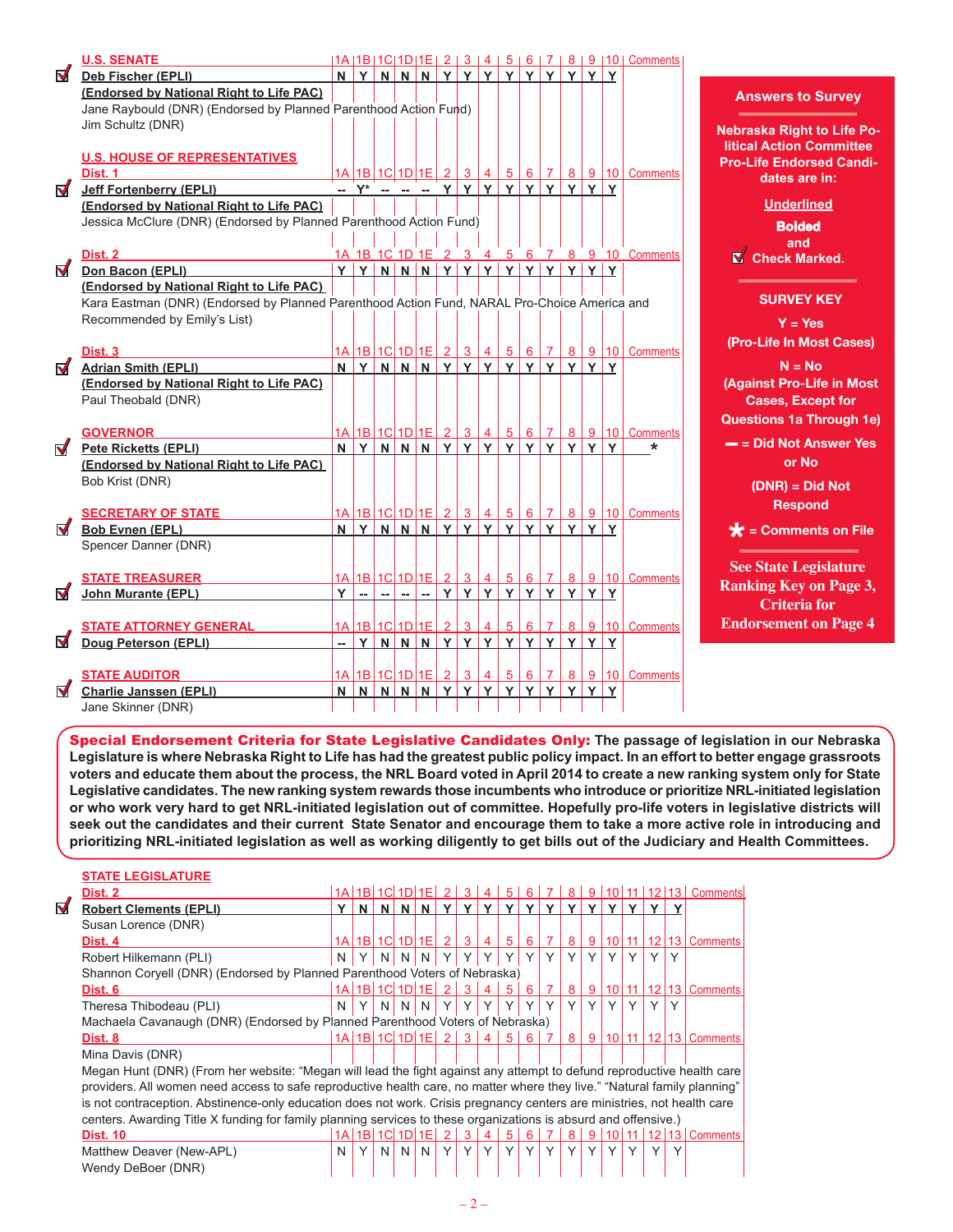**Answers to Survey**

**Nebraska Right to Life Political Action Committee Pro-Life Endorsed Candidates are in:**

**Underlined**

**Bolded**

and

☑ **Check Marked.**

**SURVEY KEY**

Y = Yes (Pro-Life In Most Cases)

N = No (Against Pro-Life in Most Cases, Except for Questions 1a Through 1e)

— = Did Not Answer Yes or No

(DNR) = Did Not Respond

* = Comments on File

**See State Legislature Ranking Key on Page 3, Criteria for Endorsement on Page 4**

## U.S. SENATE

| | 1A | 1B | 1C | 1D | 1E | 2 | 3 | 4 | 5 | 6 | 7 | 8 | 9 | 10 | Comments |
|---|---|---|---|---|---|---|---|---|---|---|---|---|---|---|---|
| ☑ **Deb Fischer (EPLI)** **(Endorsed by National Right to Life PAC)** | N | Y | N | N | N | Y | Y | Y | Y | Y | Y | Y | Y | Y | |
| Jane Raybould (DNR) (Endorsed by Planned Parenthood Action Fund) | | | | | | | | | | | | | | | |
| Jim Schultz (DNR) | | | | | | | | | | | | | | | |

## U.S. HOUSE OF REPRESENTATIVES

**Dist. 1**

| | 1A | 1B | 1C | 1D | 1E | 2 | 3 | 4 | 5 | 6 | 7 | 8 | 9 | 10 | Comments |
|---|---|---|---|---|---|---|---|---|---|---|---|---|---|---|---|
| ☑ **Jeff Fortenberry (EPLI)** **(Endorsed by National Right to Life PAC)** | -- | Y* | -- | -- | -- | Y | Y | Y | Y | Y | Y | Y | Y | Y | |
| Jessica McClure (DNR) (Endorsed by Planned Parenthood Action Fund) | | | | | | | | | | | | | | | |

**Dist. 2**

| | 1A | 1B | 1C | 1D | 1E | 2 | 3 | 4 | 5 | 6 | 7 | 8 | 9 | 10 | Comments |
|---|---|---|---|---|---|---|---|---|---|---|---|---|---|---|---|
| ☑ **Don Bacon (EPLI)** **(Endorsed by National Right to Life PAC)** | Y | Y | N | N | N | Y | Y | Y | Y | Y | Y | Y | Y | Y | |
| Kara Eastman (DNR) (Endorsed by Planned Parenthood Action Fund, NARAL Pro-Choice America and Recommended by Emily's List) | | | | | | | | | | | | | | | |

**Dist. 3**

| | 1A | 1B | 1C | 1D | 1E | 2 | 3 | 4 | 5 | 6 | 7 | 8 | 9 | 10 | Comments |
|---|---|---|---|---|---|---|---|---|---|---|---|---|---|---|---|
| ☑ **Adrian Smith (EPLI)** **(Endorsed by National Right to Life PAC)** | N | Y | N | N | N | Y | Y | Y | Y | Y | Y | Y | Y | Y | |
| Paul Theobald (DNR) | | | | | | | | | | | | | | | |

## GOVERNOR

| | 1A | 1B | 1C | 1D | 1E | 2 | 3 | 4 | 5 | 6 | 7 | 8 | 9 | 10 | Comments |
|---|---|---|---|---|---|---|---|---|---|---|---|---|---|---|---|
| ☑ **Pete Ricketts (EPLI)** **(Endorsed by National Right to Life PAC)** | N | Y | N | N | N | Y | Y | Y | Y | Y | Y | Y | Y | Y | * |
| Bob Krist (DNR) | | | | | | | | | | | | | | | |

## SECRETARY OF STATE

| | 1A | 1B | 1C | 1D | 1E | 2 | 3 | 4 | 5 | 6 | 7 | 8 | 9 | 10 | Comments |
|---|---|---|---|---|---|---|---|---|---|---|---|---|---|---|---|
| ☑ **Bob Evnen (EPL)** | N | Y | N | N | N | Y | Y | Y | Y | Y | Y | Y | Y | Y | |
| Spencer Danner (DNR) | | | | | | | | | | | | | | | |

## STATE TREASURER

| | 1A | 1B | 1C | 1D | 1E | 2 | 3 | 4 | 5 | 6 | 7 | 8 | 9 | 10 | Comments |
|---|---|---|---|---|---|---|---|---|---|---|---|---|---|---|---|
| ☑ **John Murante (EPL)** | Y | -- | -- | -- | -- | Y | Y | Y | Y | Y | Y | Y | Y | Y | |

## STATE ATTORNEY GENERAL

| | 1A | 1B | 1C | 1D | 1E | 2 | 3 | 4 | 5 | 6 | 7 | 8 | 9 | 10 | Comments |
|---|---|---|---|---|---|---|---|---|---|---|---|---|---|---|---|
| ☑ **Doug Peterson (EPLI)** | -- | Y | N | N | N | Y | Y | Y | Y | Y | Y | Y | Y | Y | |

## STATE AUDITOR

| | 1A | 1B | 1C | 1D | 1E | 2 | 3 | 4 | 5 | 6 | 7 | 8 | 9 | 10 | Comments |
|---|---|---|---|---|---|---|---|---|---|---|---|---|---|---|---|
| ☑ **Charlie Janssen (EPLI)** | N | N | N | N | N | Y | Y | Y | Y | Y | Y | Y | Y | Y | |
| Jane Skinner (DNR) | | | | | | | | | | | | | | | |

**Special Endorsement Criteria for State Legislative Candidates Only: The passage of legislation in our Nebraska Legislature is where Nebraska Right to Life has had the greatest public policy impact. In an effort to better engage grassroots voters and educate them about the process, the NRL Board voted in April 2014 to create a new ranking system only for State Legislative candidates. The new ranking system rewards those incumbents who introduce or prioritize NRL-initiated legislation or who work very hard to get NRL-initiated legislation out of committee. Hopefully pro-life voters in legislative districts will seek out the candidates and their current State Senator and encourage them to take a more active role in introducing and prioritizing NRL-initiated legislation as well as working diligently to get bills out of the Judiciary and Health Committees.**

## STATE LEGISLATURE

**Dist. 2**

| | 1A | 1B | 1C | 1D | 1E | 2 | 3 | 4 | 5 | 6 | 7 | 8 | 9 | 10 | 11 | 12 | 13 | Comments |
|---|---|---|---|---|---|---|---|---|---|---|---|---|---|---|---|---|---|---|
| ☑ **Robert Clements (EPLI)** | Y | N | N | N | N | Y | Y | Y | Y | Y | Y | Y | Y | Y | Y | Y | Y | |
| Susan Lorence (DNR) | | | | | | | | | | | | | | | | | | |

**Dist. 4**

| | 1A | 1B | 1C | 1D | 1E | 2 | 3 | 4 | 5 | 6 | 7 | 8 | 9 | 10 | 11 | 12 | 13 | Comments |
|---|---|---|---|---|---|---|---|---|---|---|---|---|---|---|---|---|---|---|
| Robert Hilkemann (PLI) | N | Y | N | N | N | Y | Y | Y | Y | Y | Y | Y | Y | Y | Y | Y | Y | |
| Shannon Coryell (DNR) (Endorsed by Planned Parenthood Voters of Nebraska) | | | | | | | | | | | | | | | | | | |

**Dist. 6**

| | 1A | 1B | 1C | 1D | 1E | 2 | 3 | 4 | 5 | 6 | 7 | 8 | 9 | 10 | 11 | 12 | 13 | Comments |
|---|---|---|---|---|---|---|---|---|---|---|---|---|---|---|---|---|---|---|
| Theresa Thibodeau (PLI) | N | Y | N | N | N | Y | Y | Y | Y | Y | Y | Y | Y | Y | Y | Y | Y | |
| Machaela Cavanaugh (DNR) (Endorsed by Planned Parenthood Voters of Nebraska) | | | | | | | | | | | | | | | | | | |

**Dist. 8**

| | 1A | 1B | 1C | 1D | 1E | 2 | 3 | 4 | 5 | 6 | 7 | 8 | 9 | 10 | 11 | 12 | 13 | Comments |
|---|---|---|---|---|---|---|---|---|---|---|---|---|---|---|---|---|---|---|
| Mina Davis (DNR) | | | | | | | | | | | | | | | | | | |

Megan Hunt (DNR) (From her website: "Megan will lead the fight against any attempt to defund reproductive health care providers. All women need access to safe reproductive health care, no matter where they live." "Natural family planning" is not contraception. Abstinence-only education does not work. Crisis pregnancy centers are ministries, not health care centers. Awarding Title X funding for family planning services to these organizations is absurd and offensive.)

**Dist. 10**

| | 1A | 1B | 1C | 1D | 1E | 2 | 3 | 4 | 5 | 6 | 7 | 8 | 9 | 10 | 11 | 12 | 13 | Comments |
|---|---|---|---|---|---|---|---|---|---|---|---|---|---|---|---|---|---|---|
| Matthew Deaver (New-APL) | N | Y | N | N | N | Y | Y | Y | Y | Y | Y | Y | Y | Y | Y | Y | Y | |
| Wendy DeBoer (DNR) | | | | | | | | | | | | | | | | | | |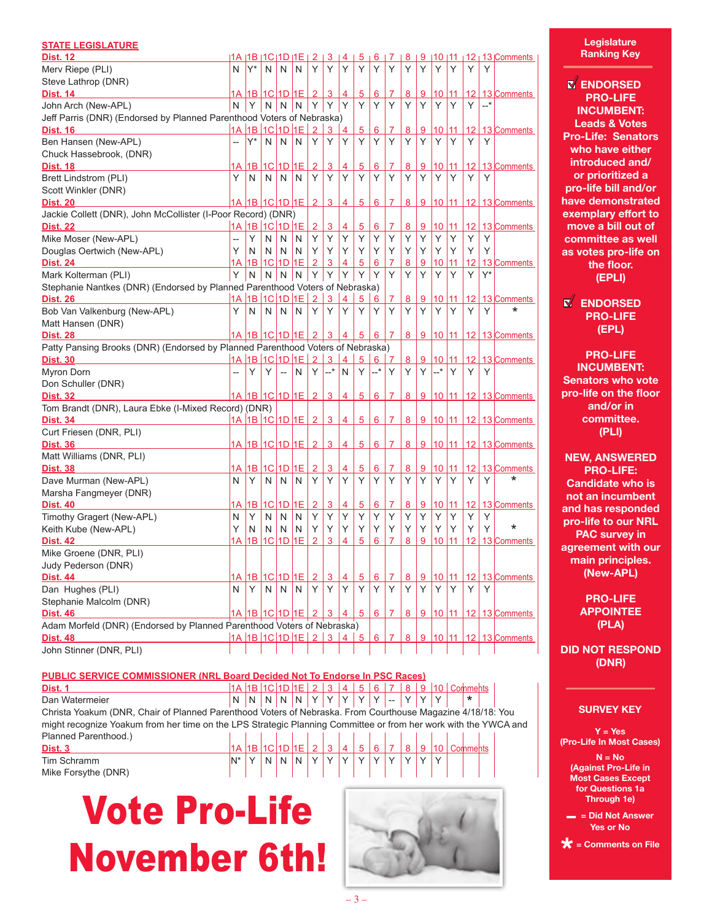## STATE LEGISLATURE

| Candidate | 1A | 1B | 1C | 1D | 1E | 2 | 3 | 4 | 5 | 6 | 7 | 8 | 9 | 10 | 11 | 12 | 13 | Comments |
|---|---|---|---|---|---|---|---|---|---|---|---|---|---|---|---|---|---|---|
| **Dist. 12** | | | | | | | | | | | | | | | | | | |
| Merv Riepe (PLI) | N | Y* | N | N | N | Y | Y | Y | Y | Y | Y | Y | Y | Y | Y | Y | Y | |
| Steve Lathrop (DNR) | | | | | | | | | | | | | | | | | | |
| **Dist. 14** | | | | | | | | | | | | | | | | | | |
| John Arch (New-APL) | N | Y | N | N | N | Y | Y | Y | Y | Y | Y | Y | Y | Y | Y | Y | --* | |
| Jeff Parris (DNR) (Endorsed by Planned Parenthood Voters of Nebraska) | | | | | | | | | | | | | | | | | | |
| **Dist. 16** | | | | | | | | | | | | | | | | | | |
| Ben Hansen (New-APL) | -- | Y* | N | N | N | Y | Y | Y | Y | Y | Y | Y | Y | Y | Y | Y | Y | |
| Chuck Hassebrook, (DNR) | | | | | | | | | | | | | | | | | | |
| **Dist. 18** | | | | | | | | | | | | | | | | | | |
| Brett Lindstrom (PLI) | Y | N | N | N | N | Y | Y | Y | Y | Y | Y | Y | Y | Y | Y | Y | Y | |
| Scott Winkler (DNR) | | | | | | | | | | | | | | | | | | |
| **Dist. 20** | | | | | | | | | | | | | | | | | | |
| Jackie Collett (DNR), John McCollister (I-Poor Record) (DNR) | | | | | | | | | | | | | | | | | | |
| **Dist. 22** | | | | | | | | | | | | | | | | | | |
| Mike Moser (New-APL) | -- | Y | N | N | N | Y | Y | Y | Y | Y | Y | Y | Y | Y | Y | Y | Y | |
| Douglas Oertwich (New-APL) | Y | N | N | N | N | Y | Y | Y | Y | Y | Y | Y | Y | Y | Y | Y | Y | |
| **Dist. 24** | | | | | | | | | | | | | | | | | | |
| Mark Kolterman (PLI) | Y | N | N | N | N | Y | Y | Y | Y | Y | Y | Y | Y | Y | Y | Y | Y* | |
| Stephanie Nantkes (DNR) (Endorsed by Planned Parenthood Voters of Nebraska) | | | | | | | | | | | | | | | | | | |
| **Dist. 26** | | | | | | | | | | | | | | | | | | |
| Bob Van Valkenburg (New-APL) | Y | N | N | N | N | Y | Y | Y | Y | Y | Y | Y | Y | Y | Y | Y | Y | * |
| Matt Hansen (DNR) | | | | | | | | | | | | | | | | | | |
| **Dist. 28** | | | | | | | | | | | | | | | | | | |
| Patty Pansing Brooks (DNR) (Endorsed by Planned Parenthood Voters of Nebraska) | | | | | | | | | | | | | | | | | | |
| **Dist. 30** | | | | | | | | | | | | | | | | | | |
| Myron Dorn | -- | Y | Y | -- | N | Y | --* | N | Y | --* | Y | Y | Y | --* | Y | Y | Y | |
| Don Schuller (DNR) | | | | | | | | | | | | | | | | | | |
| **Dist. 32** | | | | | | | | | | | | | | | | | | |
| Tom Brandt (DNR), Laura Ebke (I-Mixed Record) (DNR) | | | | | | | | | | | | | | | | | | |
| **Dist. 34** | | | | | | | | | | | | | | | | | | |
| Curt Friesen (DNR, PLI) | | | | | | | | | | | | | | | | | | |
| **Dist. 36** | | | | | | | | | | | | | | | | | | |
| Matt Williams (DNR, PLI) | | | | | | | | | | | | | | | | | | |
| **Dist. 38** | | | | | | | | | | | | | | | | | | |
| Dave Murman (New-APL) | N | Y | N | N | N | Y | Y | Y | Y | Y | Y | Y | Y | Y | Y | Y | Y | * |
| Marsha Fangmeyer (DNR) | | | | | | | | | | | | | | | | | | |
| **Dist. 40** | | | | | | | | | | | | | | | | | | |
| Timothy Gragert (New-APL) | N | Y | N | N | N | Y | Y | Y | Y | Y | Y | Y | Y | Y | Y | Y | Y | |
| Keith Kube (New-APL) | Y | N | N | N | N | Y | Y | Y | Y | Y | Y | Y | Y | Y | Y | Y | Y | * |
| **Dist. 42** | | | | | | | | | | | | | | | | | | |
| Mike Groene (DNR, PLI) | | | | | | | | | | | | | | | | | | |
| Judy Pederson (DNR) | | | | | | | | | | | | | | | | | | |
| **Dist. 44** | | | | | | | | | | | | | | | | | | |
| Dan Hughes (PLI) | N | Y | N | N | N | Y | Y | Y | Y | Y | Y | Y | Y | Y | Y | Y | Y | |
| Stephanie Malcolm (DNR) | | | | | | | | | | | | | | | | | | |
| **Dist. 46** | | | | | | | | | | | | | | | | | | |
| Adam Morfeld (DNR) (Endorsed by Planned Parenthood Voters of Nebraska) | | | | | | | | | | | | | | | | | | |
| **Dist. 48** | | | | | | | | | | | | | | | | | | |
| John Stinner (DNR, PLI) | | | | | | | | | | | | | | | | | | |

## PUBLIC SERVICE COMMISSIONER (NRL Board Decided Not To Endorse In PSC Races)

| Candidate | 1A | 1B | 1C | 1D | 1E | 2 | 3 | 4 | 5 | 6 | 7 | 8 | 9 | 10 | Comments |
|---|---|---|---|---|---|---|---|---|---|---|---|---|---|---|---|
| **Dist. 1** | | | | | | | | | | | | | | | |
| Dan Watermeier | N | N | N | N | N | Y | Y | Y | Y | Y | -- | Y | Y | Y | * |

Christa Yoakum (DNR, Chair of Planned Parenthood Voters of Nebraska. From Courthouse Magazine 4/18/18: You might recognize Yoakum from her time on the LPS Strategic Planning Committee or from her work with the YWCA and Planned Parenthood.)

| Candidate | 1A | 1B | 1C | 1D | 1E | 2 | 3 | 4 | 5 | 6 | 7 | 8 | 9 | 10 | Comments |
|---|---|---|---|---|---|---|---|---|---|---|---|---|---|---|---|
| **Dist. 3** | | | | | | | | | | | | | | | |
| Tim Schramm | N* | Y | N | N | N | Y | Y | Y | Y | Y | Y | Y | Y | Y | |
| Mike Forsythe (DNR) | | | | | | | | | | | | | | | |

# Vote Pro-Life November 6th!

### Legislature Ranking Key

**☑ ENDORSED PRO-LIFE INCUMBENT: Leads & Votes Pro-Life: Senators who have either introduced and/or prioritized a pro-life bill and/or have demonstrated exemplary effort to move a bill out of committee as well as votes pro-life on the floor. (EPLI)**

**☑ ENDORSED PRO-LIFE (EPL)**

**PRO-LIFE INCUMBENT: Senators who vote pro-life on the floor and/or in committee. (PLI)**

**NEW, ANSWERED PRO-LIFE: Candidate who is not an incumbent and has responded pro-life to our NRL PAC survey in agreement with our main principles. (New-APL)**

**PRO-LIFE APPOINTEE (PLA)**

**DID NOT RESPOND (DNR)**

### SURVEY KEY

Y = Yes (Pro-Life In Most Cases)

N = No (Against Pro-Life in Most Cases Except for Questions 1a Through 1e)

– = Did Not Answer Yes or No

* = Comments on File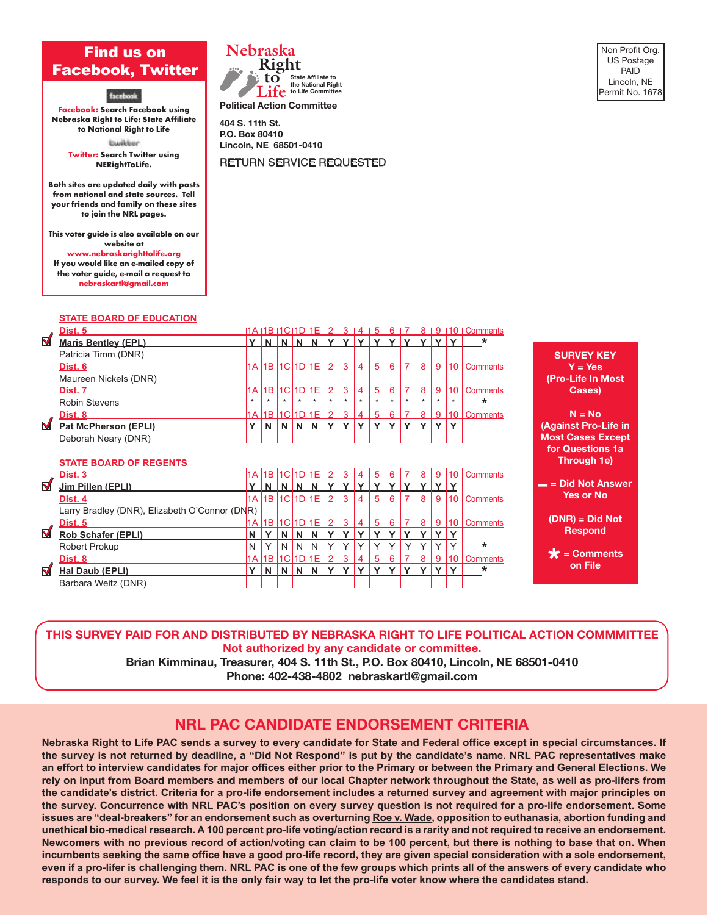## Find us on Facebook, Twitter

**Facebook:** Search Facebook using Nebraska Right to Life: State Affiliate to National Right to Life

**Twitter:** Search Twitter using NERightToLife.

Both sites are updated daily with posts from national and state sources. Tell your friends and family on these sites to join the NRL pages.

This voter guide is also available on our website at **www.nebraskarighttolife.org**
If you would like an e-mailed copy of the voter guide, e-mail a request to **nebraskartl@gmail.com**

**Nebraska Right to Life** — State Affiliate to the National Right to Life Committee

**Political Action Committee**

**404 S. 11th St.**
**P.O. Box 80410**
**Lincoln, NE 68501-0410**

RETURN SERVICE REQUESTED

Non Profit Org.
US Postage
PAID
Lincoln, NE
Permit No. 1678

### STATE BOARD OF EDUCATION

| | 1A | 1B | 1C | 1D | 1E | 2 | 3 | 4 | 5 | 6 | 7 | 8 | 9 | 10 | Comments |
|---|---|---|---|---|---|---|---|---|---|---|---|---|---|---|---|
| **Dist. 5** | | | | | | | | | | | | | | | |
| ☑ **Maris Bentley (EPL)** | Y | N | N | N | N | Y | Y | Y | Y | Y | Y | Y | Y | Y | * |
| Patricia Timm (DNR) | | | | | | | | | | | | | | | |
| **Dist. 6** | | | | | | | | | | | | | | | |
| Maureen Nickels (DNR) | | | | | | | | | | | | | | | |
| **Dist. 7** | | | | | | | | | | | | | | | |
| Robin Stevens | * | * | * | * | * | * | * | * | * | * | * | * | * | * | * |
| **Dist. 8** | | | | | | | | | | | | | | | |
| ☑ **Pat McPherson (EPLI)** | Y | N | N | N | N | Y | Y | Y | Y | Y | Y | Y | Y | Y | |
| Deborah Neary (DNR) | | | | | | | | | | | | | | | |

### STATE BOARD OF REGENTS

| | 1A | 1B | 1C | 1D | 1E | 2 | 3 | 4 | 5 | 6 | 7 | 8 | 9 | 10 | Comments |
|---|---|---|---|---|---|---|---|---|---|---|---|---|---|---|---|
| **Dist. 3** | | | | | | | | | | | | | | | |
| ☑ **Jim Pillen (EPLI)** | Y | N | N | N | N | Y | Y | Y | Y | Y | Y | Y | Y | Y | |
| **Dist. 4** | | | | | | | | | | | | | | | |
| Larry Bradley (DNR), Elizabeth O'Connor (DNR) | | | | | | | | | | | | | | | |
| **Dist. 5** | | | | | | | | | | | | | | | |
| ☑ **Rob Schafer (EPLI)** | N | Y | N | N | N | Y | Y | Y | Y | Y | Y | Y | Y | Y | |
| Robert Prokup | N | Y | N | N | N | Y | Y | Y | Y | Y | Y | Y | Y | Y | * |
| **Dist. 8** | | | | | | | | | | | | | | | |
| ☑ **Hal Daub (EPLI)** | Y | N | N | N | N | Y | Y | Y | Y | Y | Y | Y | Y | Y | * |
| Barbara Weitz (DNR) | | | | | | | | | | | | | | | |

**SURVEY KEY**
Y = Yes (Pro-Life In Most Cases)
N = No (Against Pro-Life in Most Cases Except for Questions 1a Through 1e)
— = Did Not Answer Yes or No
(DNR) = Did Not Respond
* = Comments on File

**THIS SURVEY PAID FOR AND DISTRIBUTED BY NEBRASKA RIGHT TO LIFE POLITICAL ACTION COMMMITTEE**
**Not authorized by any candidate or committee.**
**Brian Kimminau, Treasurer, 404 S. 11th St., P.O. Box 80410, Lincoln, NE 68501-0410**
**Phone: 402-438-4802 nebraskartl@gmail.com**

## NRL PAC CANDIDATE ENDORSEMENT CRITERIA

**Nebraska Right to Life PAC sends a survey to every candidate for State and Federal office except in special circumstances. If the survey is not returned by deadline, a "Did Not Respond" is put by the candidate's name. NRL PAC representatives make an effort to interview candidates for major offices either prior to the Primary or between the Primary and General Elections. We rely on input from Board members and members of our local Chapter network throughout the State, as well as pro-lifers from the candidate's district. Criteria for a pro-life endorsement includes a returned survey and agreement with major principles on the survey. Concurrence with NRL PAC's position on every survey question is not required for a pro-life endorsement. Some issues are "deal-breakers" for an endorsement such as overturning Roe v. Wade, opposition to euthanasia, abortion funding and unethical bio-medical research. A 100 percent pro-life voting/action record is a rarity and not required to receive an endorsement. Newcomers with no previous record of action/voting can claim to be 100 percent, but there is nothing to base that on. When incumbents seeking the same office have a good pro-life record, they are given special consideration with a sole endorsement, even if a pro-lifer is challenging them. NRL PAC is one of the few groups which prints all of the answers of every candidate who responds to our survey. We feel it is the only fair way to let the pro-life voter know where the candidates stand.**